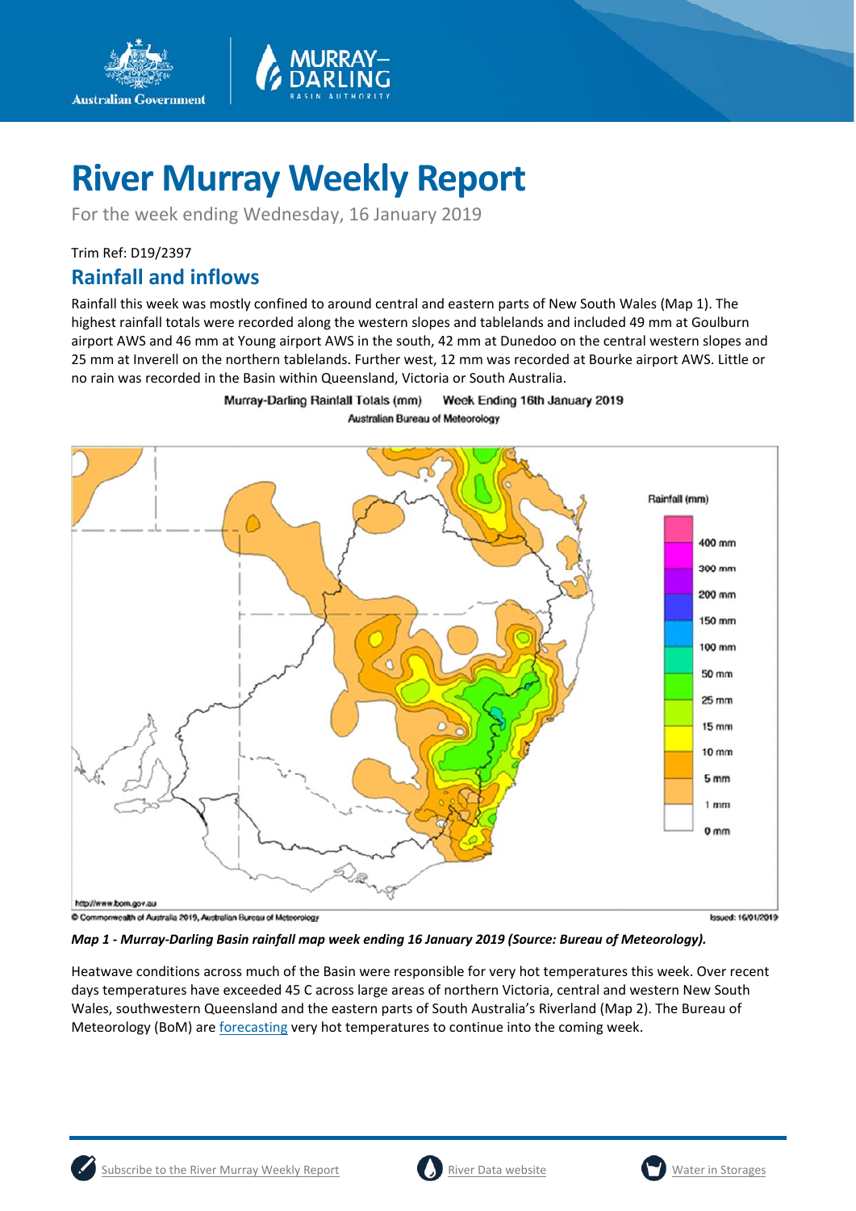# River Murray Weekly Report

For the week ending Wednesday, 16 January 2019

Trim Ref: D19/2397

## Rainfall and inflows

Rainfall this week was mostly confined to around central and eastern parts of New South Wales (Map 1). The highest rainfall totals were recorded along the western slopes and tablelands and included 49 mm at Goulburn airport AWS and 46 mm at Young airport AWS in the south, 42 mm at Dunedoo on the central western slopes and 25 mm at Inverell on the northern tablelands. Further west, 12 mm was recorded at Bourke airport AWS. Little or no rain was recorded in the Basin within Queensland, Victoria or South Australia.

*Map 1 - Murray-Darling Basin rainfall map week ending 16 January 2019 (Source: Bureau of Meteorology).*

Heatwave conditions across much of the Basin were responsible for very hot temperatures this week. Over recent days temperatures have exceeded 45 C across large areas of northern Victoria, central and western New South Wales, southwestern Queensland and the eastern parts of South Australia's Riverland (Map 2). The Bureau of Meteorology (BoM) are forecasting very hot temperatures to continue into the coming week.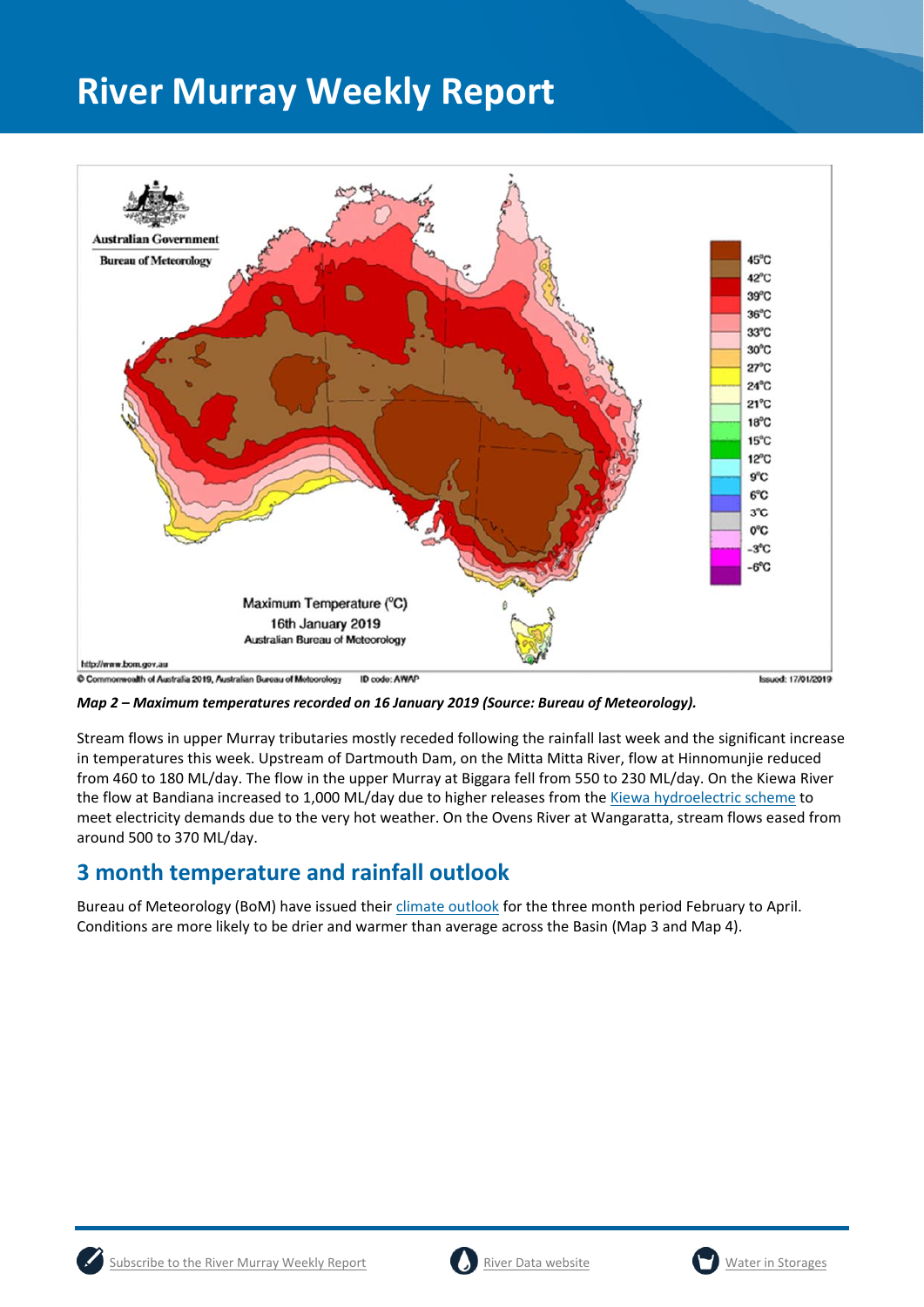# River Murray Weekly Report

*Map 2 – Maximum temperatures recorded on 16 January 2019 (Source: Bureau of Meteorology).*

Stream flows in upper Murray tributaries mostly receded following the rainfall last week and the significant increase in temperatures this week. Upstream of Dartmouth Dam, on the Mitta Mitta River, flow at Hinnomunjie reduced from 460 to 180 ML/day. The flow in the upper Murray at Biggara fell from 550 to 230 ML/day. On the Kiewa River the flow at Bandiana increased to 1,000 ML/day due to higher releases from the Kiewa hydroelectric scheme to meet electricity demands due to the very hot weather. On the Ovens River at Wangaratta, stream flows eased from around 500 to 370 ML/day.

## 3 month temperature and rainfall outlook

Bureau of Meteorology (BoM) have issued their climate outlook for the three month period February to April. Conditions are more likely to be drier and warmer than average across the Basin (Map 3 and Map 4).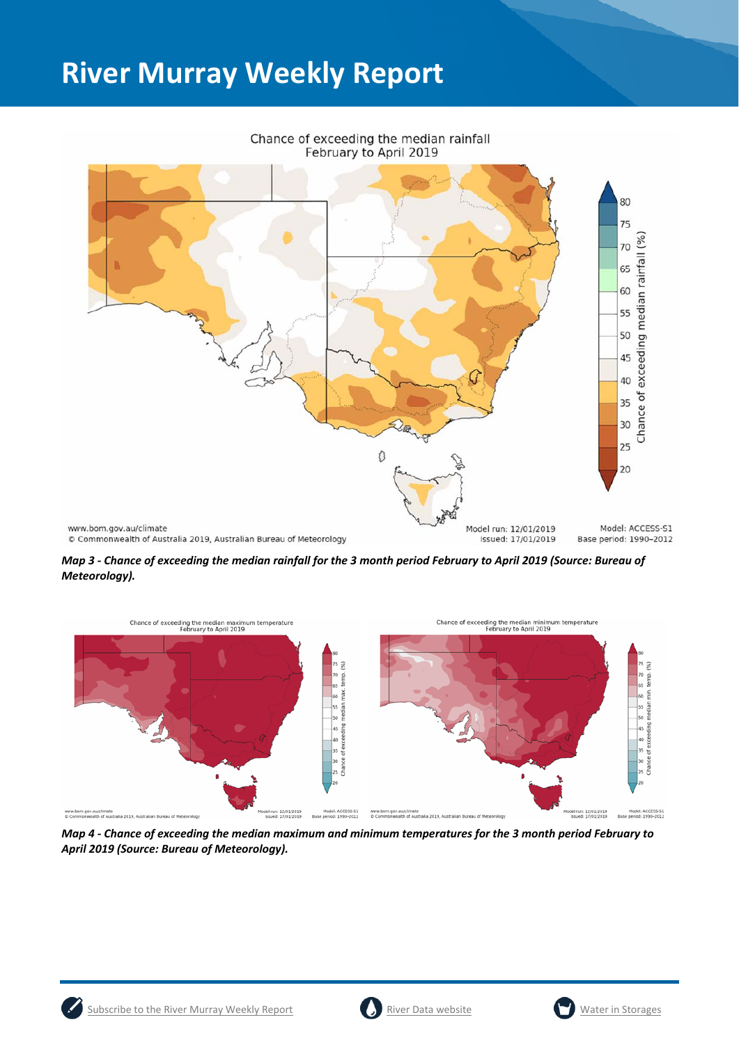# River Murray Weekly Report

*Map 3 - Chance of exceeding the median rainfall for the 3 month period February to April 2019 (Source: Bureau of Meteorology).*

*Map 4 - Chance of exceeding the median maximum and minimum temperatures for the 3 month period February to April 2019 (Source: Bureau of Meteorology).*

Subscribe to the River Murray Weekly Report | River Data website | Water in Storages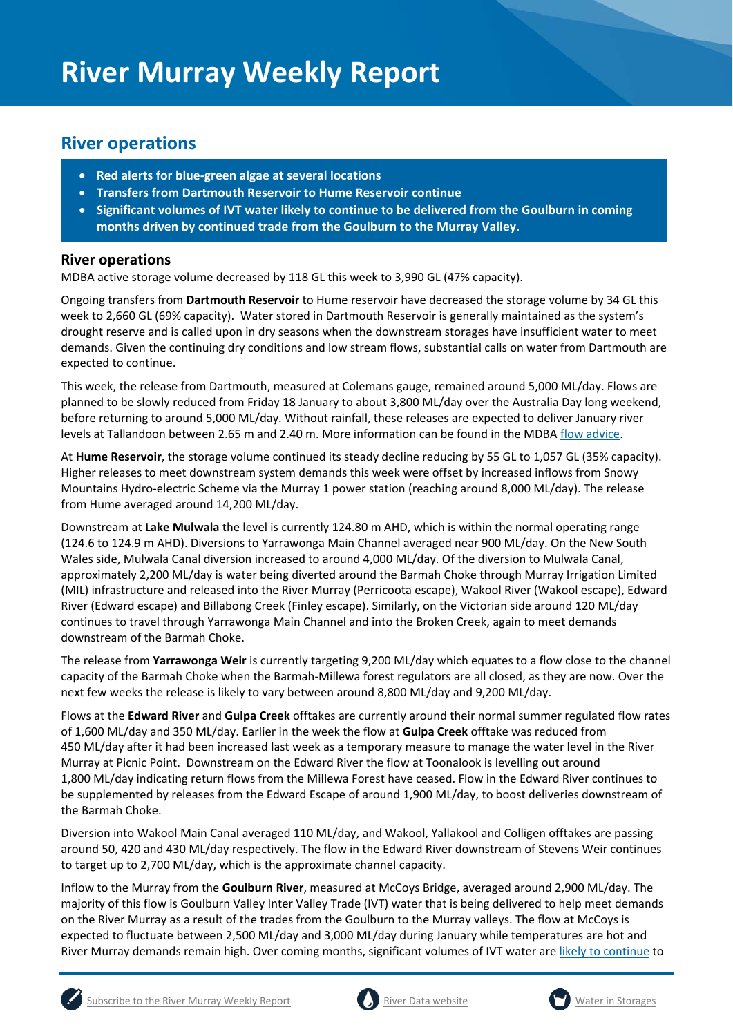# River Murray Weekly Report

## River operations

- **Red alerts for blue-green algae at several locations**
- **Transfers from Dartmouth Reservoir to Hume Reservoir continue**
- **Significant volumes of IVT water likely to continue to be delivered from the Goulburn in coming months driven by continued trade from the Goulburn to the Murray Valley.**

### River operations

MDBA active storage volume decreased by 118 GL this week to 3,990 GL (47% capacity).

Ongoing transfers from **Dartmouth Reservoir** to Hume reservoir have decreased the storage volume by 34 GL this week to 2,660 GL (69% capacity). Water stored in Dartmouth Reservoir is generally maintained as the system's drought reserve and is called upon in dry seasons when the downstream storages have insufficient water to meet demands. Given the continuing dry conditions and low stream flows, substantial calls on water from Dartmouth are expected to continue.

This week, the release from Dartmouth, measured at Colemans gauge, remained around 5,000 ML/day. Flows are planned to be slowly reduced from Friday 18 January to about 3,800 ML/day over the Australia Day long weekend, before returning to around 5,000 ML/day. Without rainfall, these releases are expected to deliver January river levels at Tallandoon between 2.65 m and 2.40 m. More information can be found in the MDBA flow advice.

At **Hume Reservoir**, the storage volume continued its steady decline reducing by 55 GL to 1,057 GL (35% capacity). Higher releases to meet downstream system demands this week were offset by increased inflows from Snowy Mountains Hydro-electric Scheme via the Murray 1 power station (reaching around 8,000 ML/day). The release from Hume averaged around 14,200 ML/day.

Downstream at **Lake Mulwala** the level is currently 124.80 m AHD, which is within the normal operating range (124.6 to 124.9 m AHD). Diversions to Yarrawonga Main Channel averaged near 900 ML/day. On the New South Wales side, Mulwala Canal diversion increased to around 4,000 ML/day. Of the diversion to Mulwala Canal, approximately 2,200 ML/day is water being diverted around the Barmah Choke through Murray Irrigation Limited (MIL) infrastructure and released into the River Murray (Perricoota escape), Wakool River (Wakool escape), Edward River (Edward escape) and Billabong Creek (Finley escape). Similarly, on the Victorian side around 120 ML/day continues to travel through Yarrawonga Main Channel and into the Broken Creek, again to meet demands downstream of the Barmah Choke.

The release from **Yarrawonga Weir** is currently targeting 9,200 ML/day which equates to a flow close to the channel capacity of the Barmah Choke when the Barmah-Millewa forest regulators are all closed, as they are now. Over the next few weeks the release is likely to vary between around 8,800 ML/day and 9,200 ML/day.

Flows at the **Edward River** and **Gulpa Creek** offtakes are currently around their normal summer regulated flow rates of 1,600 ML/day and 350 ML/day. Earlier in the week the flow at **Gulpa Creek** offtake was reduced from 450 ML/day after it had been increased last week as a temporary measure to manage the water level in the River Murray at Picnic Point. Downstream on the Edward River the flow at Toonalook is levelling out around 1,800 ML/day indicating return flows from the Millewa Forest have ceased. Flow in the Edward River continues to be supplemented by releases from the Edward Escape of around 1,900 ML/day, to boost deliveries downstream of the Barmah Choke.

Diversion into Wakool Main Canal averaged 110 ML/day, and Wakool, Yallakool and Colligen offtakes are passing around 50, 420 and 430 ML/day respectively. The flow in the Edward River downstream of Stevens Weir continues to target up to 2,700 ML/day, which is the approximate channel capacity.

Inflow to the Murray from the **Goulburn River**, measured at McCoys Bridge, averaged around 2,900 ML/day. The majority of this flow is Goulburn Valley Inter Valley Trade (IVT) water that is being delivered to help meet demands on the River Murray as a result of the trades from the Goulburn to the Murray valleys. The flow at McCoys is expected to fluctuate between 2,500 ML/day and 3,000 ML/day during January while temperatures are hot and River Murray demands remain high. Over coming months, significant volumes of IVT water are likely to continue to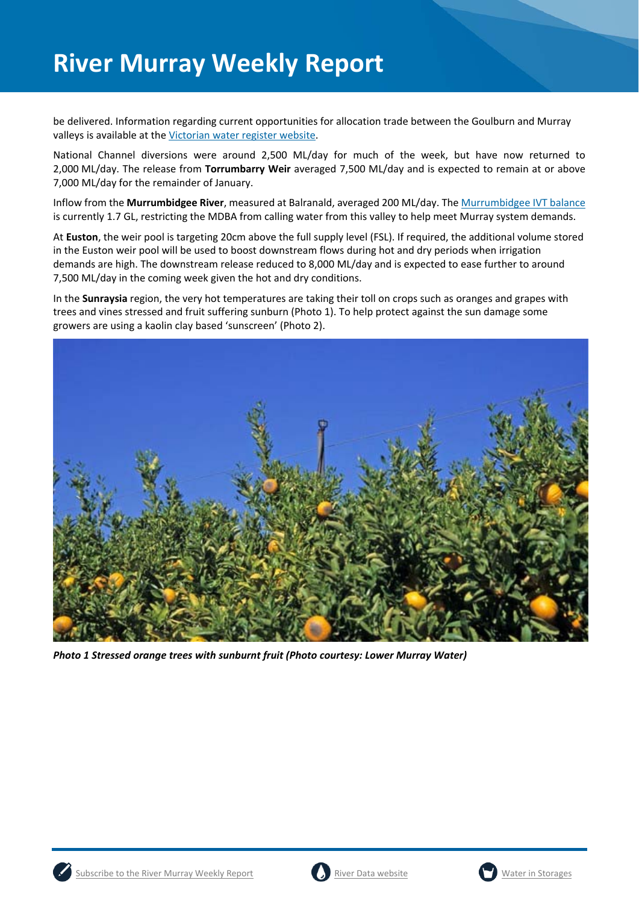be delivered. Information regarding current opportunities for allocation trade between the Goulburn and Murray valleys is available at the Victorian water register website.

National Channel diversions were around 2,500 ML/day for much of the week, but have now returned to 2,000 ML/day. The release from **Torrumbarry Weir** averaged 7,500 ML/day and is expected to remain at or above 7,000 ML/day for the remainder of January.

Inflow from the **Murrumbidgee River**, measured at Balranald, averaged 200 ML/day. The Murrumbidgee IVT balance is currently 1.7 GL, restricting the MDBA from calling water from this valley to help meet Murray system demands.

At **Euston**, the weir pool is targeting 20cm above the full supply level (FSL). If required, the additional volume stored in the Euston weir pool will be used to boost downstream flows during hot and dry periods when irrigation demands are high. The downstream release reduced to 8,000 ML/day and is expected to ease further to around 7,500 ML/day in the coming week given the hot and dry conditions.

In the **Sunraysia** region, the very hot temperatures are taking their toll on crops such as oranges and grapes with trees and vines stressed and fruit suffering sunburn (Photo 1). To help protect against the sun damage some growers are using a kaolin clay based 'sunscreen' (Photo 2).

***Photo 1 Stressed orange trees with sunburnt fruit (Photo courtesy: Lower Murray Water)***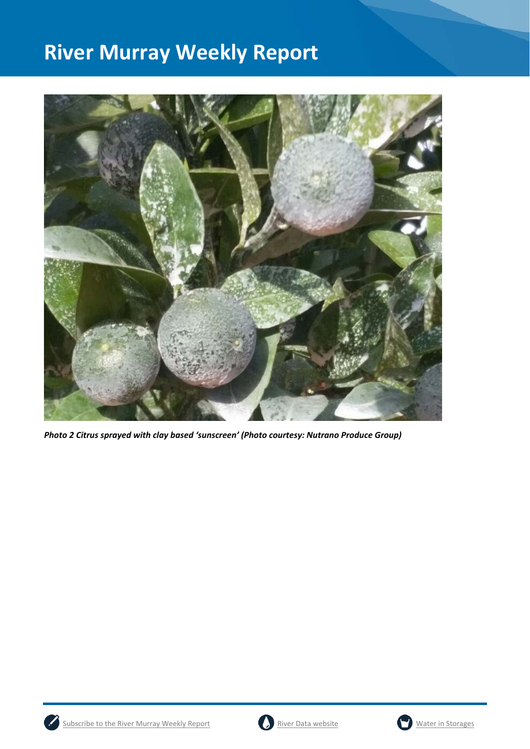*Photo 2 Citrus sprayed with clay based 'sunscreen' (Photo courtesy: Nutrano Produce Group)*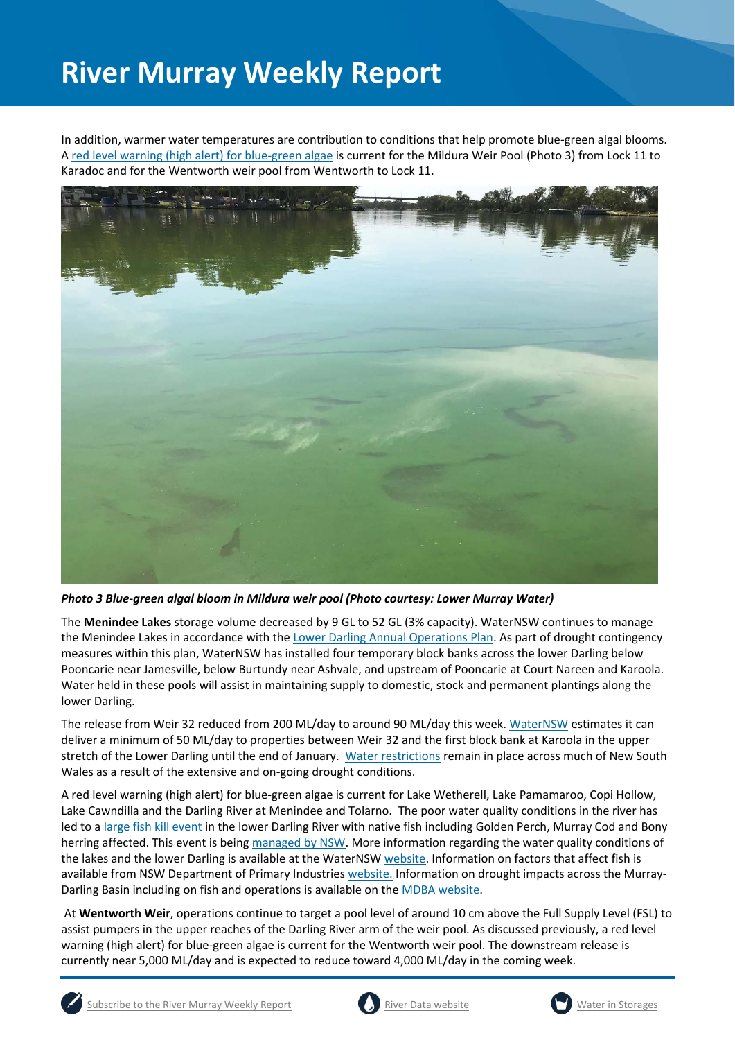In addition, warmer water temperatures are contribution to conditions that help promote blue-green algal blooms. A red level warning (high alert) for blue-green algae is current for the Mildura Weir Pool (Photo 3) from Lock 11 to Karadoc and for the Wentworth weir pool from Wentworth to Lock 11.

***Photo 3 Blue-green algal bloom in Mildura weir pool (Photo courtesy: Lower Murray Water)***

The **Menindee Lakes** storage volume decreased by 9 GL to 52 GL (3% capacity). WaterNSW continues to manage the Menindee Lakes in accordance with the Lower Darling Annual Operations Plan. As part of drought contingency measures within this plan, WaterNSW has installed four temporary block banks across the lower Darling below Pooncarie near Jamesville, below Burtundy near Ashvale, and upstream of Pooncarie at Court Nareen and Karoola. Water held in these pools will assist in maintaining supply to domestic, stock and permanent plantings along the lower Darling.

The release from Weir 32 reduced from 200 ML/day to around 90 ML/day this week. WaterNSW estimates it can deliver a minimum of 50 ML/day to properties between Weir 32 and the first block bank at Karoola in the upper stretch of the Lower Darling until the end of January. Water restrictions remain in place across much of New South Wales as a result of the extensive and on-going drought conditions.

A red level warning (high alert) for blue-green algae is current for Lake Wetherell, Lake Pamamaroo, Copi Hollow, Lake Cawndilla and the Darling River at Menindee and Tolarno. The poor water quality conditions in the river has led to a large fish kill event in the lower Darling River with native fish including Golden Perch, Murray Cod and Bony herring affected. This event is being managed by NSW. More information regarding the water quality conditions of the lakes and the lower Darling is available at the WaterNSW website. Information on factors that affect fish is available from NSW Department of Primary Industries website. Information on drought impacts across the Murray-Darling Basin including on fish and operations is available on the MDBA website.

At **Wentworth Weir**, operations continue to target a pool level of around 10 cm above the Full Supply Level (FSL) to assist pumpers in the upper reaches of the Darling River arm of the weir pool. As discussed previously, a red level warning (high alert) for blue-green algae is current for the Wentworth weir pool. The downstream release is currently near 5,000 ML/day and is expected to reduce toward 4,000 ML/day in the coming week.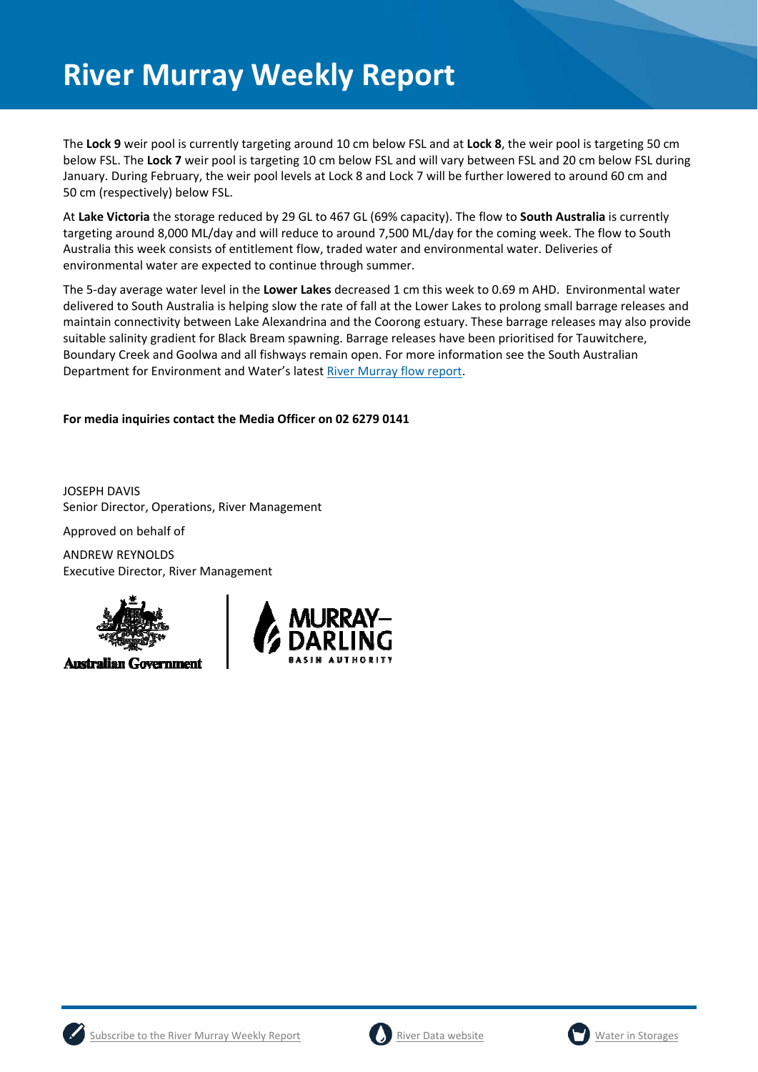# River Murray Weekly Report

The **Lock 9** weir pool is currently targeting around 10 cm below FSL and at **Lock 8**, the weir pool is targeting 50 cm below FSL. The **Lock 7** weir pool is targeting 10 cm below FSL and will vary between FSL and 20 cm below FSL during January. During February, the weir pool levels at Lock 8 and Lock 7 will be further lowered to around 60 cm and 50 cm (respectively) below FSL.

At **Lake Victoria** the storage reduced by 29 GL to 467 GL (69% capacity). The flow to **South Australia** is currently targeting around 8,000 ML/day and will reduce to around 7,500 ML/day for the coming week. The flow to South Australia this week consists of entitlement flow, traded water and environmental water. Deliveries of environmental water are expected to continue through summer.

The 5-day average water level in the **Lower Lakes** decreased 1 cm this week to 0.69 m AHD. Environmental water delivered to South Australia is helping slow the rate of fall at the Lower Lakes to prolong small barrage releases and maintain connectivity between Lake Alexandrina and the Coorong estuary. These barrage releases may also provide suitable salinity gradient for Black Bream spawning. Barrage releases have been prioritised for Tauwitchere, Boundary Creek and Goolwa and all fishways remain open. For more information see the South Australian Department for Environment and Water's latest River Murray flow report.

**For media inquiries contact the Media Officer on 02 6279 0141**

JOSEPH DAVIS
Senior Director, Operations, River Management

Approved on behalf of

ANDREW REYNOLDS
Executive Director, River Management

Australian Government | MURRAY–DARLING BASIN AUTHORITY

Subscribe to the River Murray Weekly Report | River Data website | Water in Storages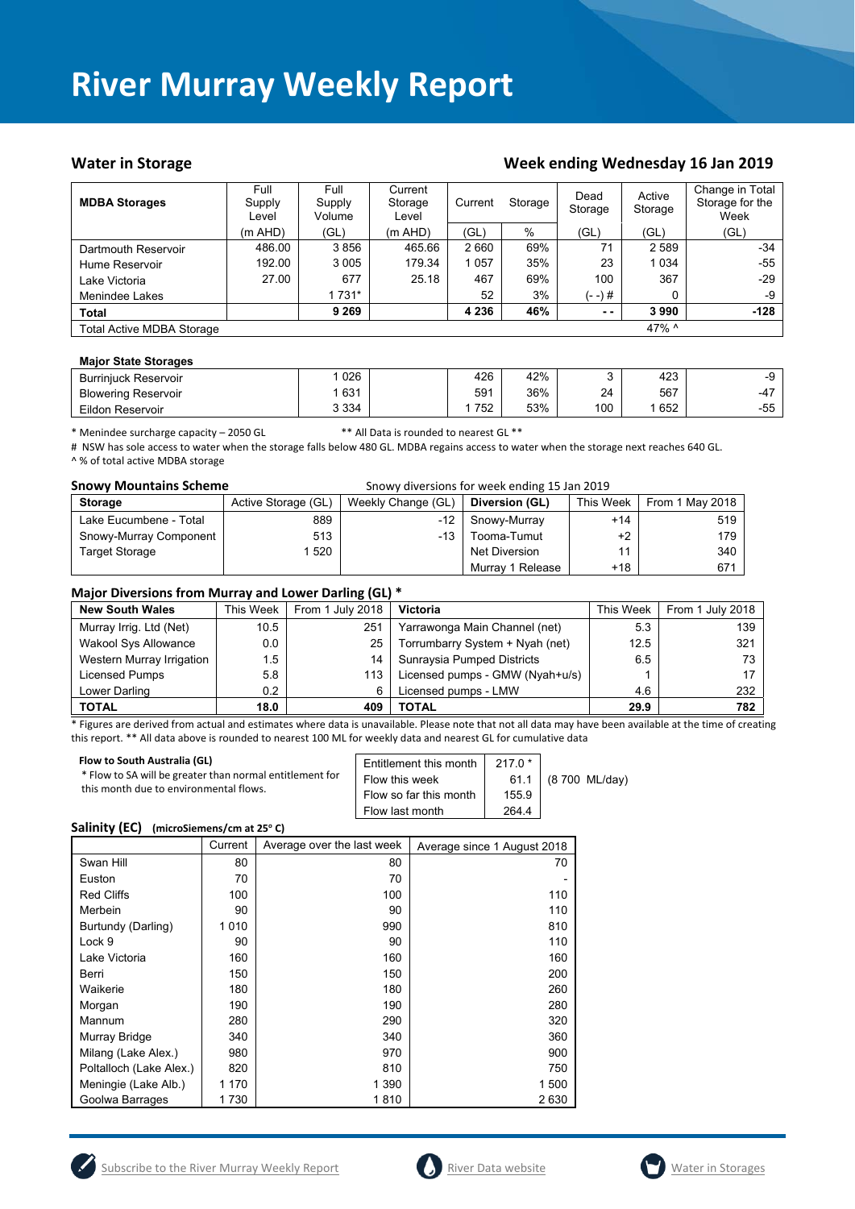# River Murray Weekly Report

## Water in Storage

**Week ending Wednesday 16 Jan 2019**

| MDBA Storages | Full Supply Level | Full Supply Volume | Current Storage Level | Current Storage | | Dead Storage | Active Storage | Change in Total Storage for the Week |
|---|---|---|---|---|---|---|---|---|
| | (m AHD) | (GL) | (m AHD) | (GL) | % | (GL) | (GL) | (GL) |
| Dartmouth Reservoir | 486.00 | 3 856 | 465.66 | 2 660 | 69% | 71 | 2 589 | -34 |
| Hume Reservoir | 192.00 | 3 005 | 179.34 | 1 057 | 35% | 23 | 1 034 | -55 |
| Lake Victoria | 27.00 | 677 | 25.18 | 467 | 69% | 100 | 367 | -29 |
| Menindee Lakes | | 1 731* | | 52 | 3% | (- -) # | 0 | -9 |
| **Total** | | **9 269** | | **4 236** | **46%** | **- -** | **3 990** | **-128** |
| Total Active MDBA Storage | | | | | | | 47% ^ | |

**Major State Storages**

| | Full Supply Volume (GL) | | Current Storage (GL) | % | Dead Storage (GL) | Active Storage (GL) | Change (GL) |
|---|---|---|---|---|---|---|---|
| Burrinjuck Reservoir | 1 026 | | 426 | 42% | 3 | 423 | -9 |
| Blowering Reservoir | 1 631 | | 591 | 36% | 24 | 567 | -47 |
| Eildon Reservoir | 3 334 | | 1 752 | 53% | 100 | 1 652 | -55 |

\* Menindee surcharge capacity – 2050 GL    ** All Data is rounded to nearest GL **

# NSW has sole access to water when the storage falls below 480 GL. MDBA regains access to water when the storage next reaches 640 GL.

^ % of total active MDBA storage

## Snowy Mountains Scheme

Snowy diversions for week ending 15 Jan 2019

| Storage | Active Storage (GL) | Weekly Change (GL) | Diversion (GL) | This Week | From 1 May 2018 |
|---|---|---|---|---|---|
| Lake Eucumbene - Total | 889 | -12 | Snowy-Murray | +14 | 519 |
| Snowy-Murray Component | 513 | -13 | Tooma-Tumut | +2 | 179 |
| Target Storage | 1 520 | | Net Diversion | 11 | 340 |
| | | | Murray 1 Release | +18 | 671 |

## Major Diversions from Murray and Lower Darling (GL) *

| New South Wales | This Week | From 1 July 2018 | Victoria | This Week | From 1 July 2018 |
|---|---|---|---|---|---|
| Murray Irrig. Ltd (Net) | 10.5 | 251 | Yarrawonga Main Channel (net) | 5.3 | 139 |
| Wakool Sys Allowance | 0.0 | 25 | Torrumbarry System + Nyah (net) | 12.5 | 321 |
| Western Murray Irrigation | 1.5 | 14 | Sunraysia Pumped Districts | 6.5 | 73 |
| Licensed Pumps | 5.8 | 113 | Licensed pumps - GMW (Nyah+u/s) | 1 | 17 |
| Lower Darling | 0.2 | 6 | Licensed pumps - LMW | 4.6 | 232 |
| **TOTAL** | **18.0** | **409** | **TOTAL** | **29.9** | **782** |

\* Figures are derived from actual and estimates where data is unavailable. Please note that not all data may have been available at the time of creating this report. ** All data above is rounded to nearest 100 ML for weekly data and nearest GL for cumulative data

**Flow to South Australia (GL)**

\* Flow to SA will be greater than normal entitlement for this month due to environmental flows.

| | | |
|---|---|---|
| Entitlement this month | 217.0 * | |
| Flow this week | 61.1 | (8 700 ML/day) |
| Flow so far this month | 155.9 | |
| Flow last month | 264.4 | |

## Salinity (EC) (microSiemens/cm at 25° C)

| | Current | Average over the last week | Average since 1 August 2018 |
|---|---|---|---|
| Swan Hill | 80 | 80 | 70 |
| Euston | 70 | 70 | - |
| Red Cliffs | 100 | 100 | 110 |
| Merbein | 90 | 90 | 110 |
| Burtundy (Darling) | 1 010 | 990 | 810 |
| Lock 9 | 90 | 90 | 110 |
| Lake Victoria | 160 | 160 | 160 |
| Berri | 150 | 150 | 200 |
| Waikerie | 180 | 180 | 260 |
| Morgan | 190 | 190 | 280 |
| Mannum | 280 | 290 | 320 |
| Murray Bridge | 340 | 340 | 360 |
| Milang (Lake Alex.) | 980 | 970 | 900 |
| Poltalloch (Lake Alex.) | 820 | 810 | 750 |
| Meningie (Lake Alb.) | 1 170 | 1 390 | 1 500 |
| Goolwa Barrages | 1 730 | 1 810 | 2 630 |

Subscribe to the River Murray Weekly Report    River Data website    Water in Storages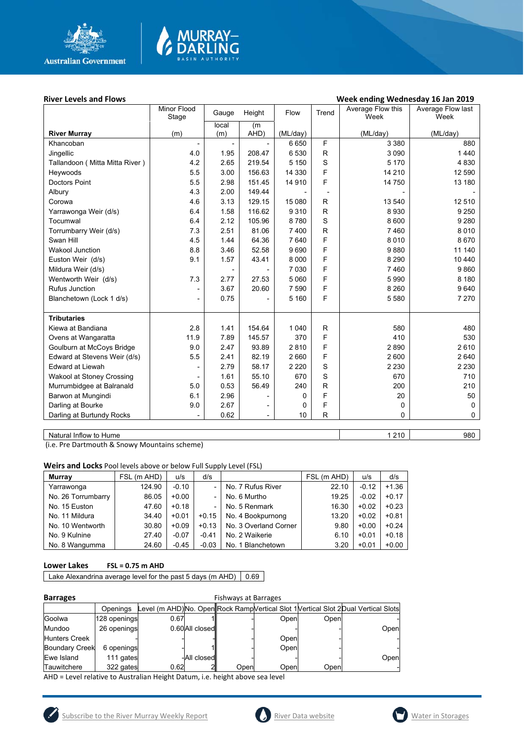## River Levels and Flows

**Week ending Wednesday 16 Jan 2019**

| River Murray | Minor Flood Stage (m) | Gauge local (m) | Height (m AHD) | Flow (ML/day) | Trend | Average Flow this Week (ML/day) | Average Flow last Week (ML/day) |
|---|---|---|---|---|---|---|---|
| Khancoban | - | - | - | 6 650 | F | 3 380 | 880 |
| Jingellic | 4.0 | 1.95 | 208.47 | 6 530 | R | 3 090 | 1 440 |
| Tallandoon ( Mitta Mitta River ) | 4.2 | 2.65 | 219.54 | 5 150 | S | 5 170 | 4 830 |
| Heywoods | 5.5 | 3.00 | 156.63 | 14 330 | F | 14 210 | 12 590 |
| Doctors Point | 5.5 | 2.98 | 151.45 | 14 910 | F | 14 750 | 13 180 |
| Albury | 4.3 | 2.00 | 149.44 | - | - | - | - |
| Corowa | 4.6 | 3.13 | 129.15 | 15 080 | R | 13 540 | 12 510 |
| Yarrawonga Weir (d/s) | 6.4 | 1.58 | 116.62 | 9 310 | R | 8 930 | 9 250 |
| Tocumwal | 6.4 | 2.12 | 105.96 | 8 780 | S | 8 600 | 9 280 |
| Torrumbarry Weir (d/s) | 7.3 | 2.51 | 81.06 | 7 400 | R | 7 460 | 8 010 |
| Swan Hill | 4.5 | 1.44 | 64.36 | 7 640 | F | 8 010 | 8 670 |
| Wakool Junction | 8.8 | 3.46 | 52.58 | 9 690 | F | 9 880 | 11 140 |
| Euston Weir (d/s) | 9.1 | 1.57 | 43.41 | 8 000 | F | 8 290 | 10 440 |
| Mildura Weir (d/s) | | - | - | 7 030 | F | 7 460 | 9 860 |
| Wentworth Weir (d/s) | 7.3 | 2.77 | 27.53 | 5 060 | F | 5 990 | 8 180 |
| Rufus Junction | - | 3.67 | 20.60 | 7 590 | F | 8 260 | 9 640 |
| Blanchetown (Lock 1 d/s) | - | 0.75 | - | 5 160 | F | 5 580 | 7 270 |
| **Tributaries** | | | | | | | |
| Kiewa at Bandiana | 2.8 | 1.41 | 154.64 | 1 040 | R | 580 | 480 |
| Ovens at Wangaratta | 11.9 | 7.89 | 145.57 | 370 | F | 410 | 530 |
| Goulburn at McCoys Bridge | 9.0 | 2.47 | 93.89 | 2 810 | F | 2 890 | 2 610 |
| Edward at Stevens Weir (d/s) | 5.5 | 2.41 | 82.19 | 2 660 | F | 2 600 | 2 640 |
| Edward at Liewah | - | 2.79 | 58.17 | 2 220 | S | 2 230 | 2 230 |
| Wakool at Stoney Crossing | - | 1.61 | 55.10 | 670 | S | 670 | 710 |
| Murrumbidgee at Balranald | 5.0 | 0.53 | 56.49 | 240 | R | 200 | 210 |
| Barwon at Mungindi | 6.1 | 2.96 | - | 0 | F | 20 | 50 |
| Darling at Bourke | 9.0 | 2.67 | - | 0 | F | 0 | 0 |
| Darling at Burtundy Rocks | - | 0.62 | - | 10 | R | 0 | 0 |

| | This Week | Last Week |
|---|---|---|
| Natural Inflow to Hume | 1 210 | 980 |

(i.e. Pre Dartmouth & Snowy Mountains scheme)

## Weirs and Locks

Pool levels above or below Full Supply Level (FSL)

| Murray | FSL (m AHD) | u/s | d/s | | FSL (m AHD) | u/s | d/s |
|---|---|---|---|---|---|---|---|
| Yarrawonga | 124.90 | -0.10 | - | No. 7 Rufus River | 22.10 | -0.12 | +1.36 |
| No. 26 Torrumbarry | 86.05 | +0.00 | - | No. 6 Murtho | 19.25 | -0.02 | +0.17 |
| No. 15 Euston | 47.60 | +0.18 | - | No. 5 Renmark | 16.30 | +0.02 | +0.23 |
| No. 11 Mildura | 34.40 | +0.01 | +0.15 | No. 4 Bookpurnong | 13.20 | +0.02 | +0.81 |
| No. 10 Wentworth | 30.80 | +0.09 | +0.13 | No. 3 Overland Corner | 9.80 | +0.00 | +0.24 |
| No. 9 Kulnine | 27.40 | -0.07 | -0.41 | No. 2 Waikerie | 6.10 | +0.01 | +0.18 |
| No. 8 Wangumma | 24.60 | -0.45 | -0.03 | No. 1 Blanchetown | 3.20 | +0.01 | +0.00 |

## Lower Lakes

**FSL = 0.75 m AHD**

| Lake Alexandrina average level for the past 5 days (m AHD) | 0.69 |
|---|---|

## Barrages

Fishways at Barrages

| | Openings | Level (m AHD) | No. Open | Rock Ramp | Vertical Slot 1 | Vertical Slot 2 | Dual Vertical Slots |
|---|---|---|---|---|---|---|---|
| Goolwa | 128 openings | 0.67 | 1 | - | Open | Open | - |
| Mundoo | 26 openings | 0.60 | All closed | - | - | - | Open |
| Hunters Creek | - | - | - | - | Open | - | - |
| Boundary Creek | 6 openings | - | 1 | - | Open | - | - |
| Ewe Island | 111 gates | - | All closed | - | - | - | Open |
| Tauwitchere | 322 gates | 0.62 | 2 | Open | Open | Open | - |

AHD = Level relative to Australian Height Datum, i.e. height above sea level

Subscribe to the River Murray Weekly Report | River Data website | Water in Storages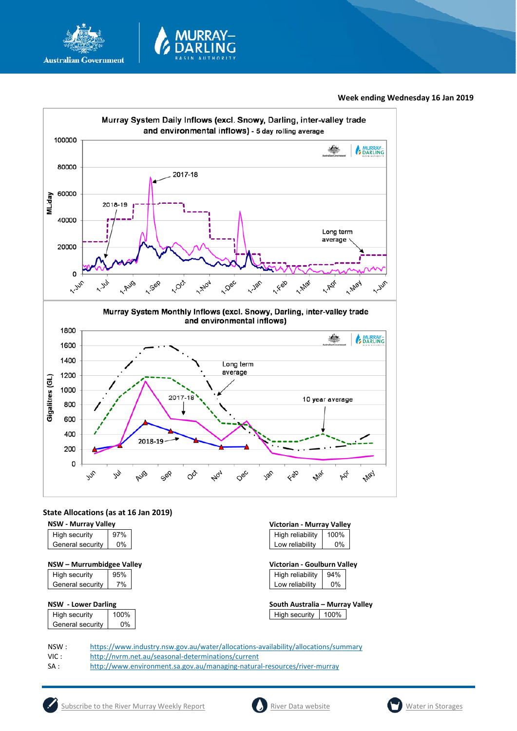**Week ending Wednesday 16 Jan 2019**

Murray System Daily Inflows (excl. Snowy, Darling, inter-valley trade and environmental inflows) - 5 day rolling average

ML/day

100000
80000
60000
40000
20000
0

2017-18
2018-19
Long term average

1-Jun 1-Jul 1-Aug 1-Sep 1-Oct 1-Nov 1-Dec 1-Jan 1-Feb 1-Mar 1-Apr 1-May 1-Jun

Murray System Monthly Inflows (excl. Snowy, Darling, inter-valley trade and environmental inflows)

Gigalitres (GL)

1800
1600
1400
1200
1000
800
600
400
200
0

Long term average
2017-18
10 year average
2018-19

Jun Jul Aug Sep Oct Nov Dec Jan Feb Mar Apr May

## State Allocations (as at 16 Jan 2019)

**NSW - Murray Valley**

| | |
|---|---|
| High security | 97% |
| General security | 0% |

**NSW – Murrumbidgee Valley**

| | |
|---|---|
| High security | 95% |
| General security | 7% |

**NSW - Lower Darling**

| | |
|---|---|
| High security | 100% |
| General security | 0% |

**Victorian - Murray Valley**

| | |
|---|---|
| High reliability | 100% |
| Low reliability | 0% |

**Victorian - Goulburn Valley**

| | |
|---|---|
| High reliability | 94% |
| Low reliability | 0% |

**South Australia – Murray Valley**

| | |
|---|---|
| High security | 100% |

NSW : https://www.industry.nsw.gov.au/water/allocations-availability/allocations/summary
VIC : http://nvrm.net.au/seasonal-determinations/current
SA : http://www.environment.sa.gov.au/managing-natural-resources/river-murray

Subscribe to the River Murray Weekly Report    River Data website    Water in Storages